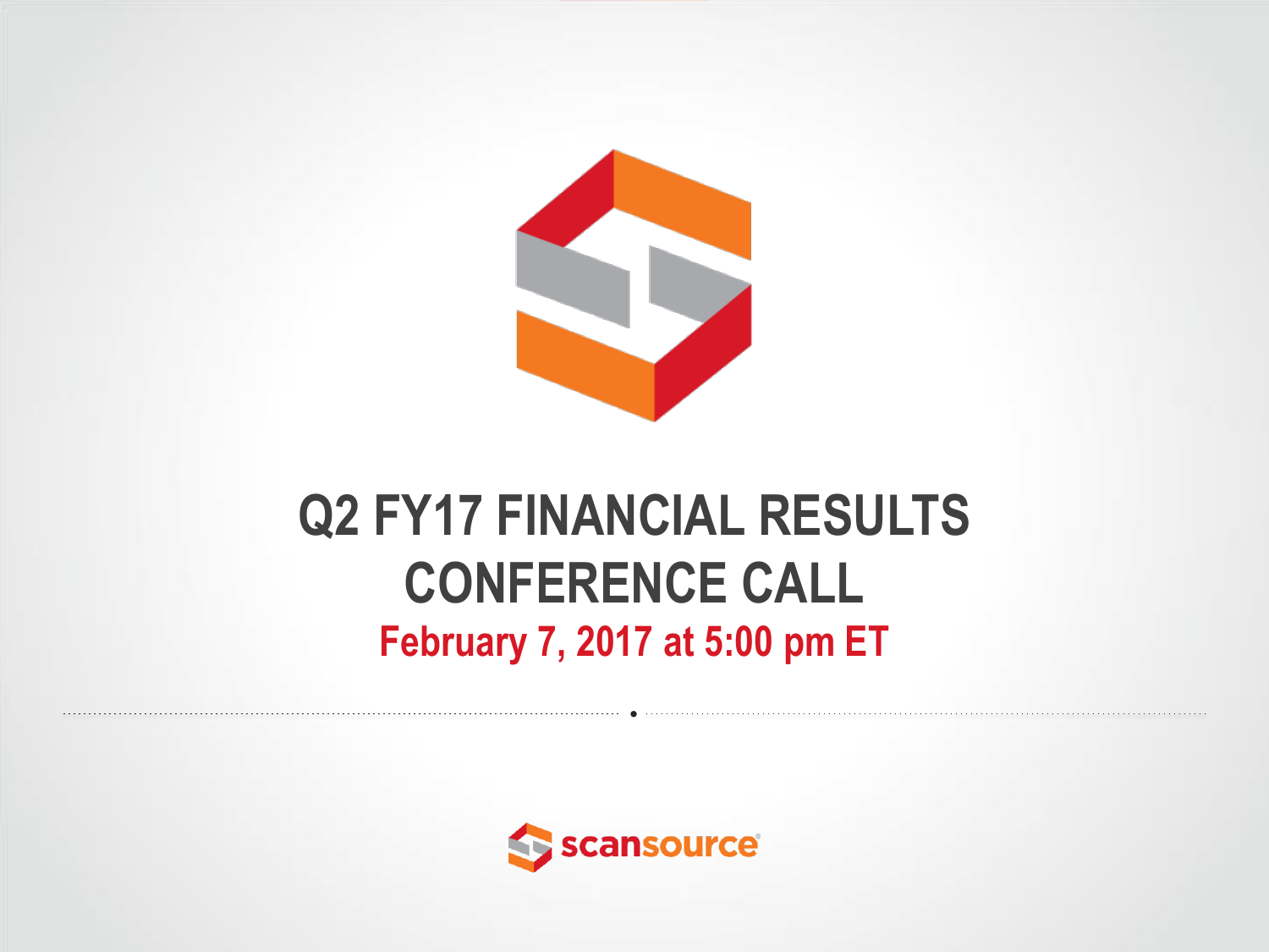# Q2 FY17 FINANCIAL RESULTS CONFERENCE CALL

**February 7, 2017 at 5:00 pm ET**

scansource®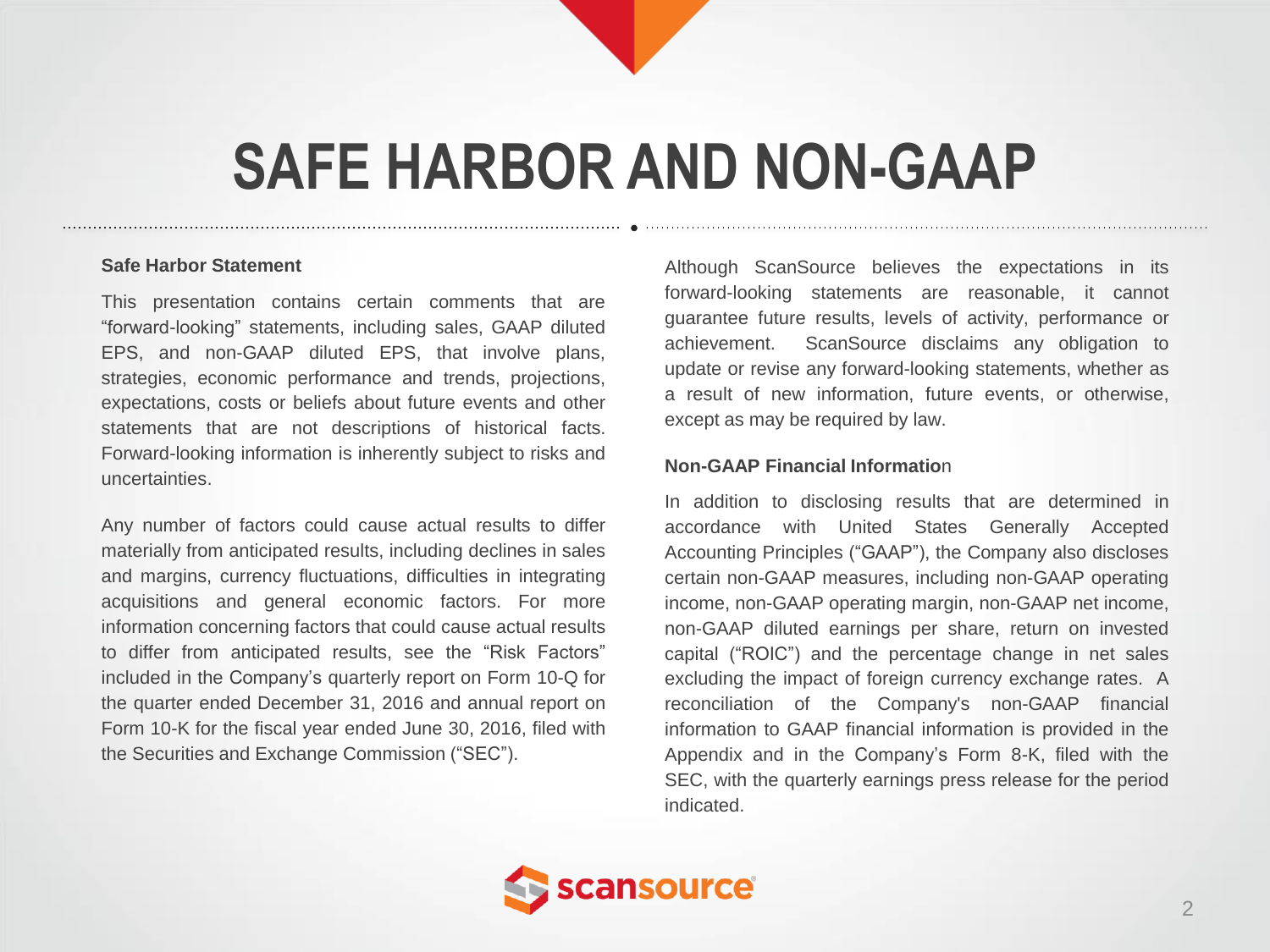# SAFE HARBOR AND NON-GAAP

**Safe Harbor Statement**

This presentation contains certain comments that are "forward-looking" statements, including sales, GAAP diluted EPS, and non-GAAP diluted EPS, that involve plans, strategies, economic performance and trends, projections, expectations, costs or beliefs about future events and other statements that are not descriptions of historical facts. Forward-looking information is inherently subject to risks and uncertainties.

Any number of factors could cause actual results to differ materially from anticipated results, including declines in sales and margins, currency fluctuations, difficulties in integrating acquisitions and general economic factors. For more information concerning factors that could cause actual results to differ from anticipated results, see the "Risk Factors" included in the Company's quarterly report on Form 10-Q for the quarter ended December 31, 2016 and annual report on Form 10-K for the fiscal year ended June 30, 2016, filed with the Securities and Exchange Commission ("SEC").

Although ScanSource believes the expectations in its forward-looking statements are reasonable, it cannot guarantee future results, levels of activity, performance or achievement. ScanSource disclaims any obligation to update or revise any forward-looking statements, whether as a result of new information, future events, or otherwise, except as may be required by law.

**Non-GAAP Financial Information**

In addition to disclosing results that are determined in accordance with United States Generally Accepted Accounting Principles ("GAAP"), the Company also discloses certain non-GAAP measures, including non-GAAP operating income, non-GAAP operating margin, non-GAAP net income, non-GAAP diluted earnings per share, return on invested capital ("ROIC") and the percentage change in net sales excluding the impact of foreign currency exchange rates. A reconciliation of the Company's non-GAAP financial information to GAAP financial information is provided in the Appendix and in the Company's Form 8-K, filed with the SEC, with the quarterly earnings press release for the period indicated.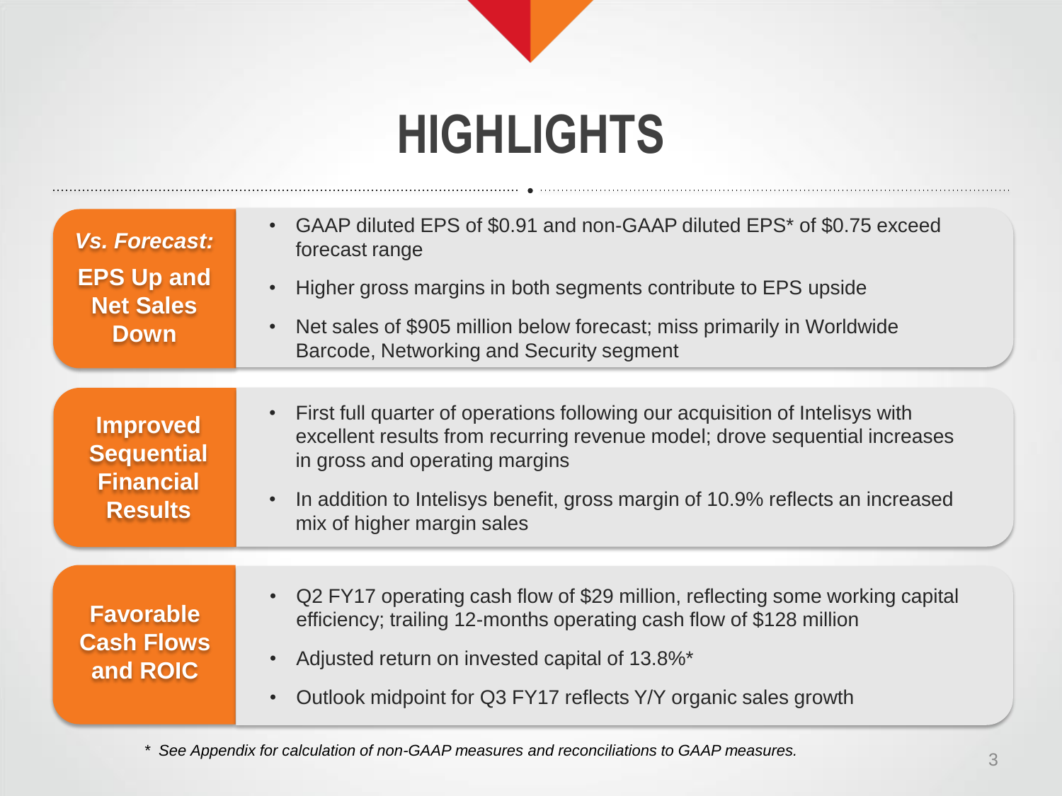# HIGHLIGHTS

***Vs. Forecast:* EPS Up and Net Sales Down**

- GAAP diluted EPS of $0.91 and non-GAAP diluted EPS* of $0.75 exceed forecast range
- Higher gross margins in both segments contribute to EPS upside
- Net sales of $905 million below forecast; miss primarily in Worldwide Barcode, Networking and Security segment

**Improved Sequential Financial Results**

- First full quarter of operations following our acquisition of Intelisys with excellent results from recurring revenue model; drove sequential increases in gross and operating margins
- In addition to Intelisys benefit, gross margin of 10.9% reflects an increased mix of higher margin sales

**Favorable Cash Flows and ROIC**

- Q2 FY17 operating cash flow of $29 million, reflecting some working capital efficiency; trailing 12-months operating cash flow of $128 million
- Adjusted return on invested capital of 13.8%*
- Outlook midpoint for Q3 FY17 reflects Y/Y organic sales growth

*\* See Appendix for calculation of non-GAAP measures and reconciliations to GAAP measures.*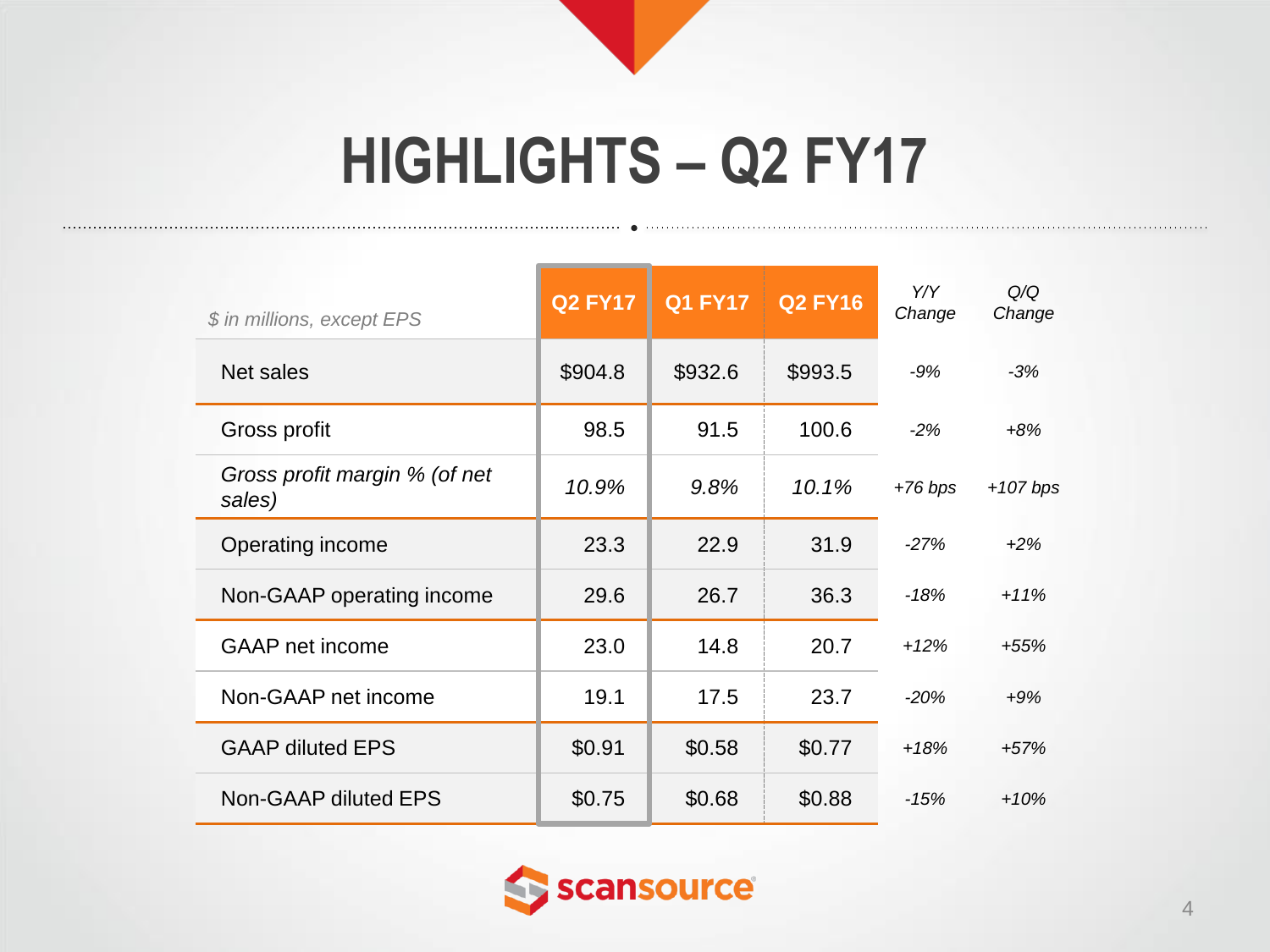# HIGHLIGHTS – Q2 FY17

| *$ in millions, except EPS* | Q2 FY17 | Q1 FY17 | Q2 FY16 | *Y/Y Change* | *Q/Q Change* |
|---|---|---|---|---|---|
| Net sales | $904.8 | $932.6 | $993.5 | *-9%* | *-3%* |
| Gross profit | 98.5 | 91.5 | 100.6 | *-2%* | *+8%* |
| *Gross profit margin % (of net sales)* | *10.9%* | *9.8%* | *10.1%* | *+76 bps* | *+107 bps* |
| Operating income | 23.3 | 22.9 | 31.9 | *-27%* | *+2%* |
| Non-GAAP operating income | 29.6 | 26.7 | 36.3 | *-18%* | *+11%* |
| GAAP net income | 23.0 | 14.8 | 20.7 | *+12%* | *+55%* |
| Non-GAAP net income | 19.1 | 17.5 | 23.7 | *-20%* | *+9%* |
| GAAP diluted EPS | $0.91 | $0.58 | $0.77 | *+18%* | *+57%* |
| Non-GAAP diluted EPS | $0.75 | $0.68 | $0.88 | *-15%* | *+10%* |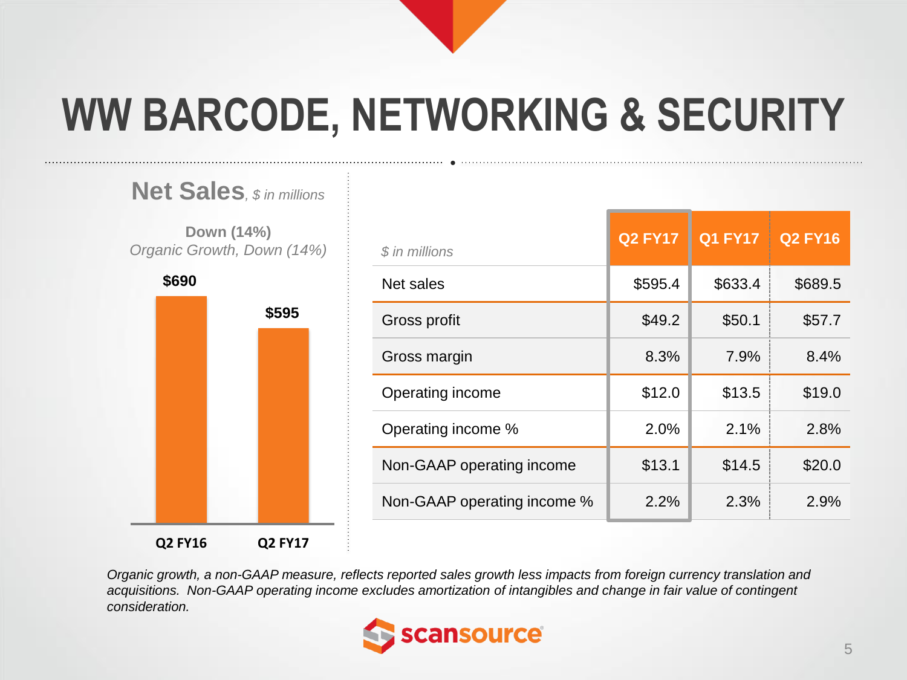# WW BARCODE, NETWORKING & SECURITY

## Net Sales, *$ in millions*

**Down (14%)**
*Organic Growth, Down (14%)*

| | Q2 FY16 | Q2 FY17 |
|---|---|---|
| Net Sales | $690 | $595 |

| *$ in millions* | Q2 FY17 | Q1 FY17 | Q2 FY16 |
|---|---|---|---|
| Net sales | $595.4 | $633.4 | $689.5 |
| Gross profit | $49.2 | $50.1 | $57.7 |
| Gross margin | 8.3% | 7.9% | 8.4% |
| Operating income | $12.0 | $13.5 | $19.0 |
| Operating income % | 2.0% | 2.1% | 2.8% |
| Non-GAAP operating income | $13.1 | $14.5 | $20.0 |
| Non-GAAP operating income % | 2.2% | 2.3% | 2.9% |

*Organic growth, a non-GAAP measure, reflects reported sales growth less impacts from foreign currency translation and acquisitions. Non-GAAP operating income excludes amortization of intangibles and change in fair value of contingent consideration.*

scansource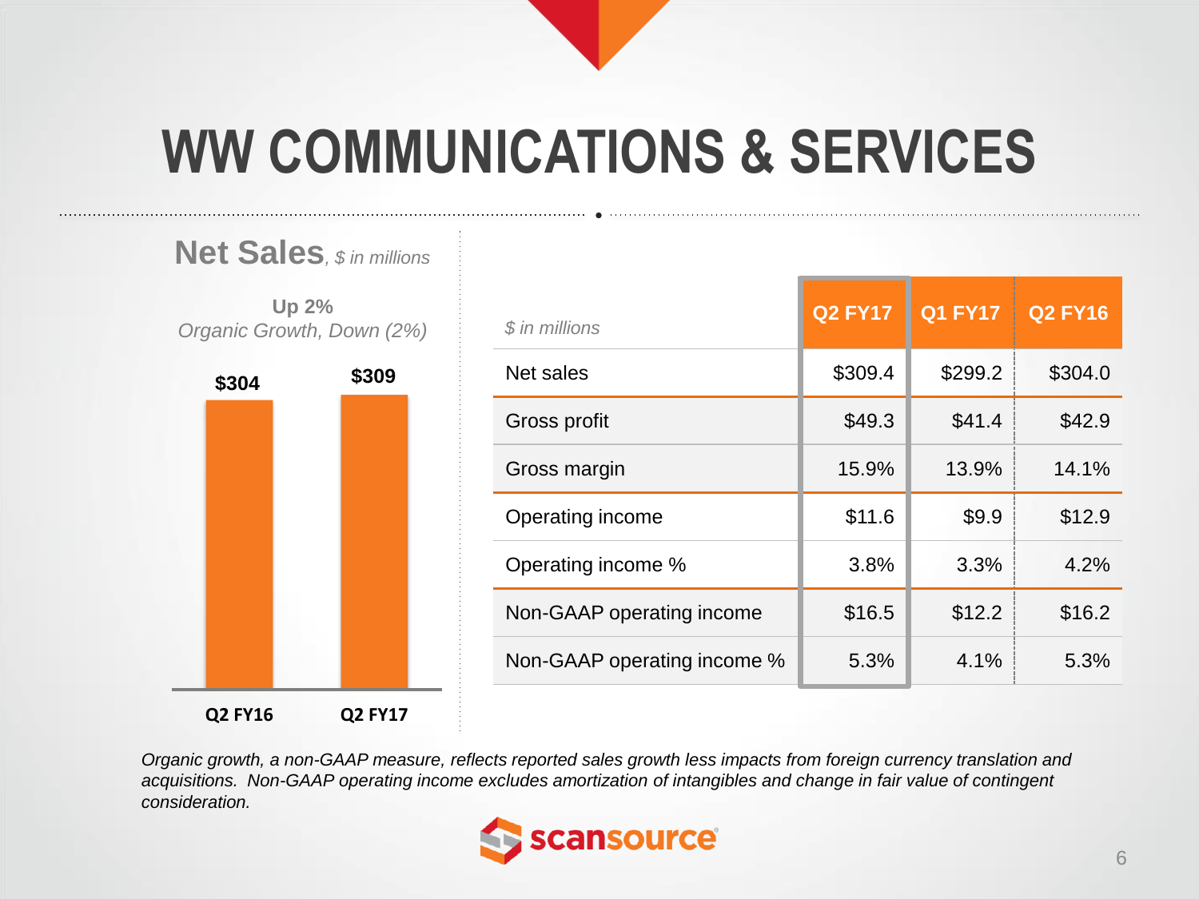# WW COMMUNICATIONS & SERVICES

**Net Sales**, *$ in millions*

**Up 2%**
*Organic Growth, Down (2%)*

| | Q2 FY16 | Q2 FY17 |
|---|---|---|
| Net Sales | $304 | $309 |

| *$ in millions* | Q2 FY17 | Q1 FY17 | Q2 FY16 |
|---|---|---|---|
| Net sales | $309.4 | $299.2 | $304.0 |
| Gross profit | $49.3 | $41.4 | $42.9 |
| Gross margin | 15.9% | 13.9% | 14.1% |
| Operating income | $11.6 | $9.9 | $12.9 |
| Operating income % | 3.8% | 3.3% | 4.2% |
| Non-GAAP operating income | $16.5 | $12.2 | $16.2 |
| Non-GAAP operating income % | 5.3% | 4.1% | 5.3% |

*Organic growth, a non-GAAP measure, reflects reported sales growth less impacts from foreign currency translation and acquisitions. Non-GAAP operating income excludes amortization of intangibles and change in fair value of contingent consideration.*

scansource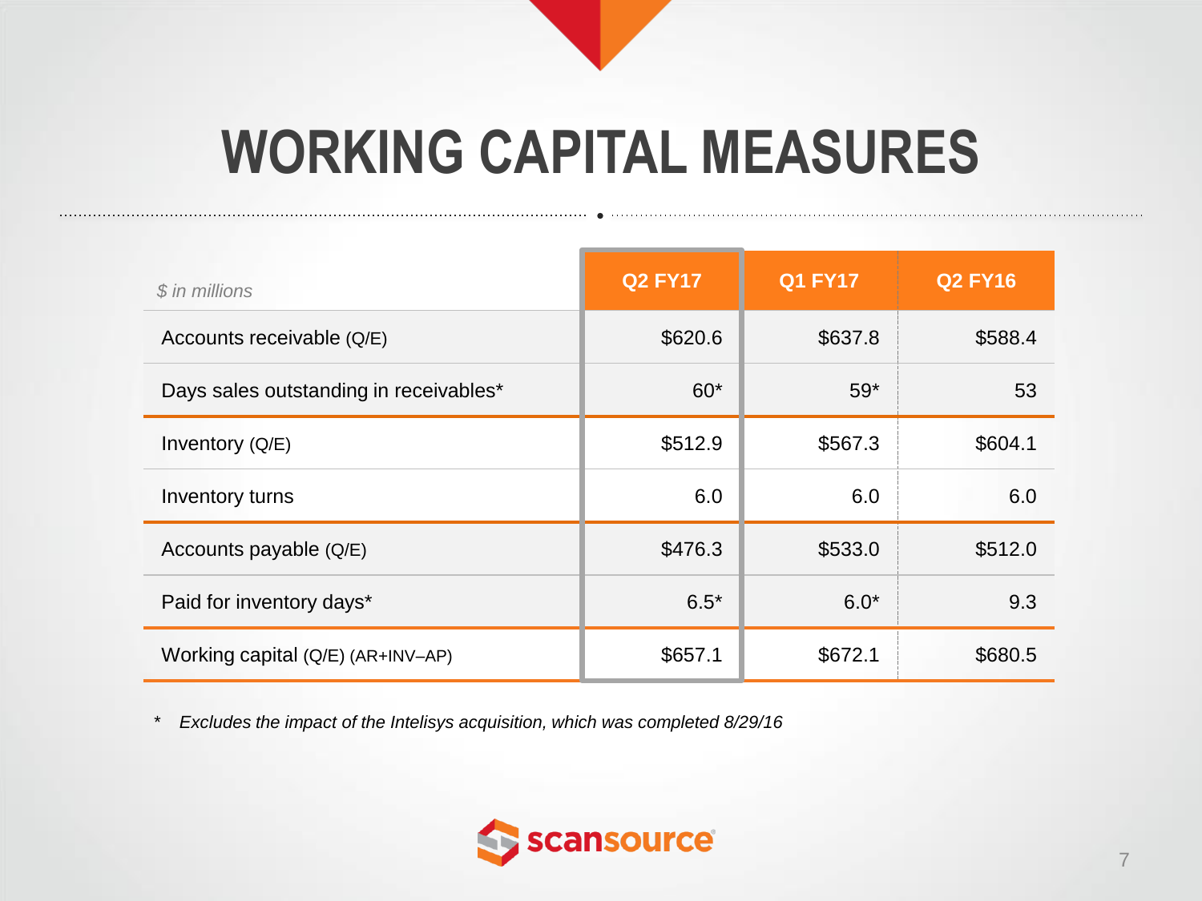# WORKING CAPITAL MEASURES

| *$ in millions* | Q2 FY17 | Q1 FY17 | Q2 FY16 |
|---|---|---|---|
| Accounts receivable (Q/E) | $620.6 | $637.8 | $588.4 |
| Days sales outstanding in receivables* | 60* | 59* | 53 |
| Inventory (Q/E) | $512.9 | $567.3 | $604.1 |
| Inventory turns | 6.0 | 6.0 | 6.0 |
| Accounts payable (Q/E) | $476.3 | $533.0 | $512.0 |
| Paid for inventory days* | 6.5* | 6.0* | 9.3 |
| Working capital (Q/E) (AR+INV–AP) | $657.1 | $672.1 | $680.5 |

\* *Excludes the impact of the Intelisys acquisition, which was completed 8/29/16*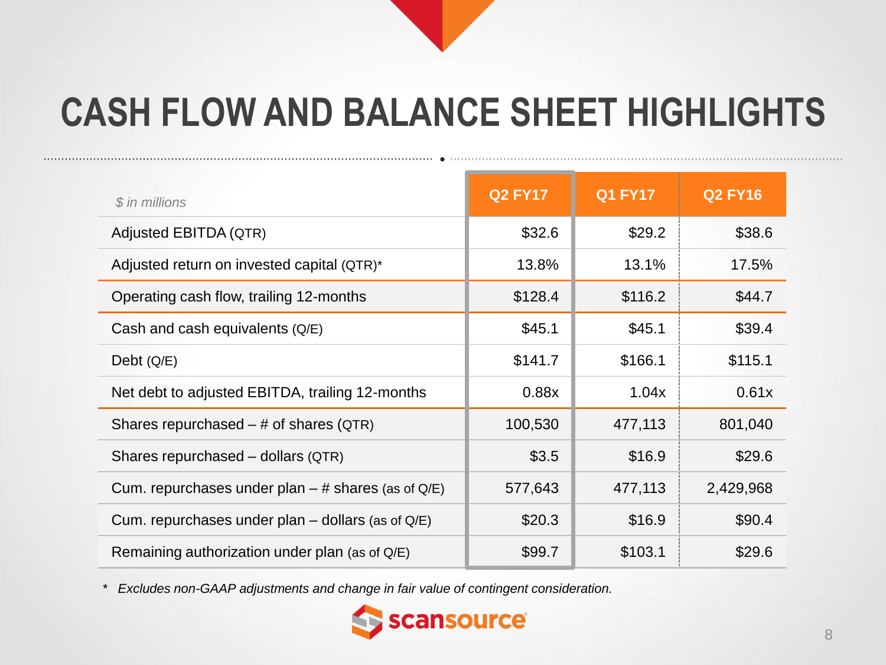# CASH FLOW AND BALANCE SHEET HIGHLIGHTS

| *$ in millions* | Q2 FY17 | Q1 FY17 | Q2 FY16 |
|---|---|---|---|
| Adjusted EBITDA (QTR) | $32.6 | $29.2 | $38.6 |
| Adjusted return on invested capital (QTR)* | 13.8% | 13.1% | 17.5% |
| Operating cash flow, trailing 12-months | $128.4 | $116.2 | $44.7 |
| Cash and cash equivalents (Q/E) | $45.1 | $45.1 | $39.4 |
| Debt (Q/E) | $141.7 | $166.1 | $115.1 |
| Net debt to adjusted EBITDA, trailing 12-months | 0.88x | 1.04x | 0.61x |
| Shares repurchased – # of shares (QTR) | 100,530 | 477,113 | 801,040 |
| Shares repurchased – dollars (QTR) | $3.5 | $16.9 | $29.6 |
| Cum. repurchases under plan – # shares (as of Q/E) | 577,643 | 477,113 | 2,429,968 |
| Cum. repurchases under plan – dollars (as of Q/E) | $20.3 | $16.9 | $90.4 |
| Remaining authorization under plan (as of Q/E) | $99.7 | $103.1 | $29.6 |

\* *Excludes non-GAAP adjustments and change in fair value of contingent consideration.*

scansource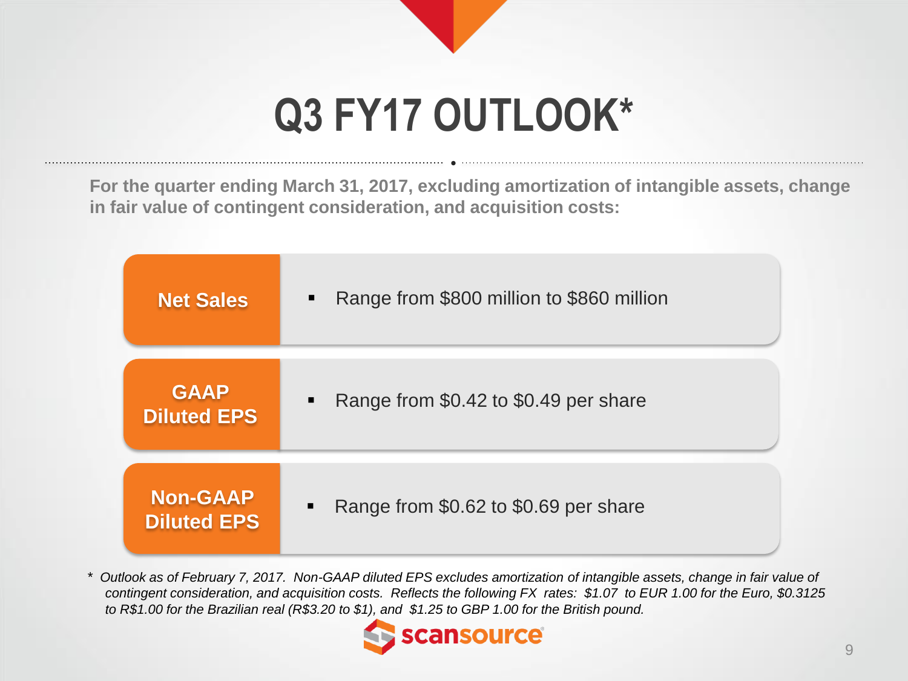# Q3 FY17 OUTLOOK*

**For the quarter ending March 31, 2017, excluding amortization of intangible assets, change in fair value of contingent consideration, and acquisition costs:**

| | |
|---|---|
| **Net Sales** | Range from \$800 million to \$860 million |
| **GAAP Diluted EPS** | Range from \$0.42 to \$0.49 per share |
| **Non-GAAP Diluted EPS** | Range from \$0.62 to \$0.69 per share |

*\* Outlook as of February 7, 2017. Non-GAAP diluted EPS excludes amortization of intangible assets, change in fair value of contingent consideration, and acquisition costs. Reflects the following FX rates: \$1.07 to EUR 1.00 for the Euro, \$0.3125 to R\$1.00 for the Brazilian real (R\$3.20 to \$1), and \$1.25 to GBP 1.00 for the British pound.*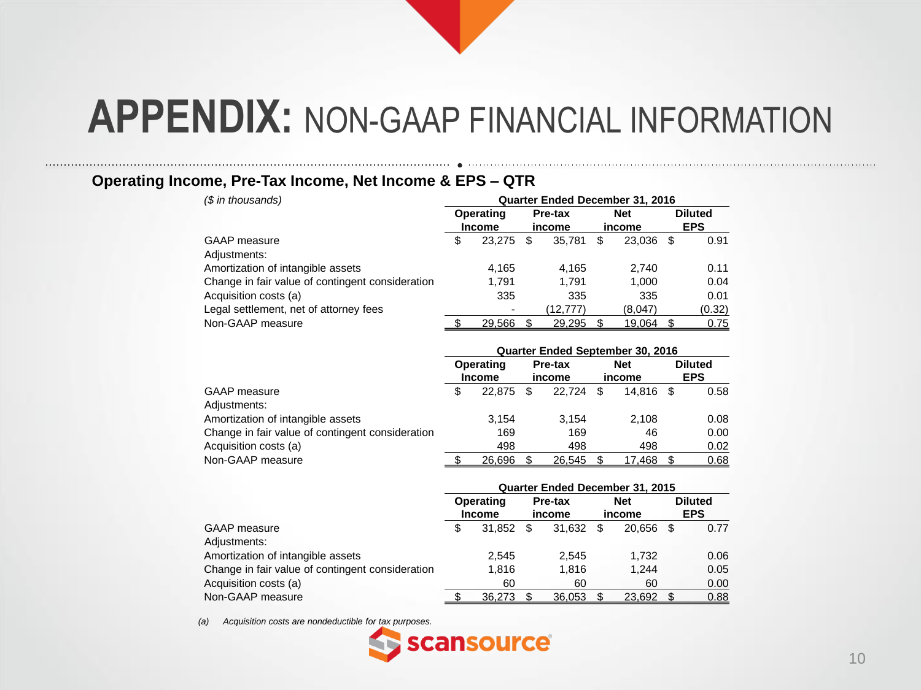# APPENDIX: NON-GAAP FINANCIAL INFORMATION

## Operating Income, Pre-Tax Income, Net Income & EPS – QTR

*($ in thousands)*

| | Quarter Ended December 31, 2016 | | | |
|---|---|---|---|---|
| | Operating Income | Pre-tax income | Net income | Diluted EPS |
| GAAP measure | $ 23,275 | $ 35,781 | $ 23,036 | $ 0.91 |
| Adjustments: | | | | |
| Amortization of intangible assets | 4,165 | 4,165 | 2,740 | 0.11 |
| Change in fair value of contingent consideration | 1,791 | 1,791 | 1,000 | 0.04 |
| Acquisition costs (a) | 335 | 335 | 335 | 0.01 |
| Legal settlement, net of attorney fees | - | (12,777) | (8,047) | (0.32) |
| Non-GAAP measure | $ 29,566 | $ 29,295 | $ 19,064 | $ 0.75 |

| | Quarter Ended September 30, 2016 | | | |
|---|---|---|---|---|
| | Operating Income | Pre-tax income | Net income | Diluted EPS |
| GAAP measure | $ 22,875 | $ 22,724 | $ 14,816 | $ 0.58 |
| Adjustments: | | | | |
| Amortization of intangible assets | 3,154 | 3,154 | 2,108 | 0.08 |
| Change in fair value of contingent consideration | 169 | 169 | 46 | 0.00 |
| Acquisition costs (a) | 498 | 498 | 498 | 0.02 |
| Non-GAAP measure | $ 26,696 | $ 26,545 | $ 17,468 | $ 0.68 |

| | Quarter Ended December 31, 2015 | | | |
|---|---|---|---|---|
| | Operating Income | Pre-tax income | Net income | Diluted EPS |
| GAAP measure | $ 31,852 | $ 31,632 | $ 20,656 | $ 0.77 |
| Adjustments: | | | | |
| Amortization of intangible assets | 2,545 | 2,545 | 1,732 | 0.06 |
| Change in fair value of contingent consideration | 1,816 | 1,816 | 1,244 | 0.05 |
| Acquisition costs (a) | 60 | 60 | 60 | 0.00 |
| Non-GAAP measure | $ 36,273 | $ 36,053 | $ 23,692 | $ 0.88 |

*(a) Acquisition costs are nondeductible for tax purposes.*

scansource®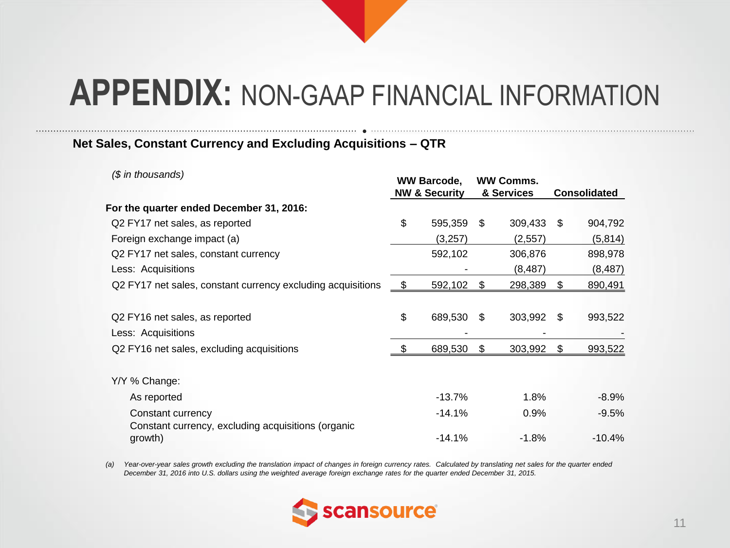# APPENDIX: NON-GAAP FINANCIAL INFORMATION

## Net Sales, Constant Currency and Excluding Acquisitions – QTR

| *($ in thousands)* | WW Barcode, NW & Security | WW Comms. & Services | Consolidated |
|---|---|---|---|
| **For the quarter ended December 31, 2016:** | | | |
| Q2 FY17 net sales, as reported | $ 595,359 | $ 309,433 | $ 904,792 |
| Foreign exchange impact (a) | (3,257) | (2,557) | (5,814) |
| Q2 FY17 net sales, constant currency | 592,102 | 306,876 | 898,978 |
| Less: Acquisitions | - | (8,487) | (8,487) |
| Q2 FY17 net sales, constant currency excluding acquisitions | $ 592,102 | $ 298,389 | $ 890,491 |
| | | | |
| Q2 FY16 net sales, as reported | $ 689,530 | $ 303,992 | $ 993,522 |
| Less: Acquisitions | - | - | - |
| Q2 FY16 net sales, excluding acquisitions | $ 689,530 | $ 303,992 | $ 993,522 |
| | | | |
| Y/Y % Change: | | | |
| As reported | -13.7% | 1.8% | -8.9% |
| Constant currency | -14.1% | 0.9% | -9.5% |
| Constant currency, excluding acquisitions (organic growth) | -14.1% | -1.8% | -10.4% |

*(a) Year-over-year sales growth excluding the translation impact of changes in foreign currency rates. Calculated by translating net sales for the quarter ended December 31, 2016 into U.S. dollars using the weighted average foreign exchange rates for the quarter ended December 31, 2015.*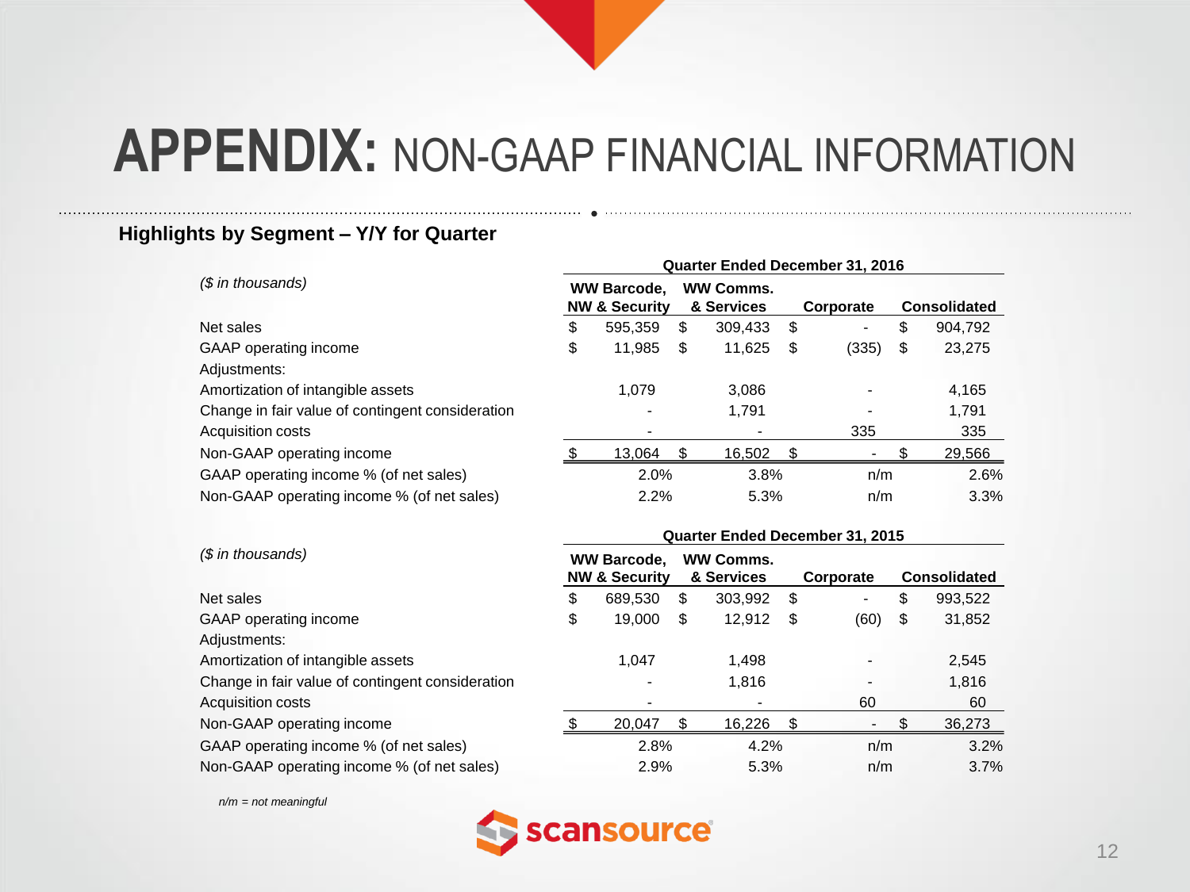# APPENDIX: NON-GAAP FINANCIAL INFORMATION

**Highlights by Segment – Y/Y for Quarter**

| *($ in thousands)* | Quarter Ended December 31, 2016 | | | |
|---|---|---|---|---|
| | **WW Barcode, NW & Security** | **WW Comms. & Services** | **Corporate** | **Consolidated** |
| Net sales | $ 595,359 | $ 309,433 | $ - | $ 904,792 |
| GAAP operating income | $ 11,985 | $ 11,625 | $ (335) | $ 23,275 |
| Adjustments: | | | | |
| Amortization of intangible assets | 1,079 | 3,086 | - | 4,165 |
| Change in fair value of contingent consideration | - | 1,791 | - | 1,791 |
| Acquisition costs | - | - | 335 | 335 |
| Non-GAAP operating income | $ 13,064 | $ 16,502 | $ - | $ 29,566 |
| GAAP operating income % (of net sales) | 2.0% | 3.8% | n/m | 2.6% |
| Non-GAAP operating income % (of net sales) | 2.2% | 5.3% | n/m | 3.3% |

| *($ in thousands)* | Quarter Ended December 31, 2015 | | | |
|---|---|---|---|---|
| | **WW Barcode, NW & Security** | **WW Comms. & Services** | **Corporate** | **Consolidated** |
| Net sales | $ 689,530 | $ 303,992 | $ - | $ 993,522 |
| GAAP operating income | $ 19,000 | $ 12,912 | $ (60) | $ 31,852 |
| Adjustments: | | | | |
| Amortization of intangible assets | 1,047 | 1,498 | - | 2,545 |
| Change in fair value of contingent consideration | - | 1,816 | - | 1,816 |
| Acquisition costs | - | - | 60 | 60 |
| Non-GAAP operating income | $ 20,047 | $ 16,226 | $ - | $ 36,273 |
| GAAP operating income % (of net sales) | 2.8% | 4.2% | n/m | 3.2% |
| Non-GAAP operating income % (of net sales) | 2.9% | 5.3% | n/m | 3.7% |

*n/m = not meaningful*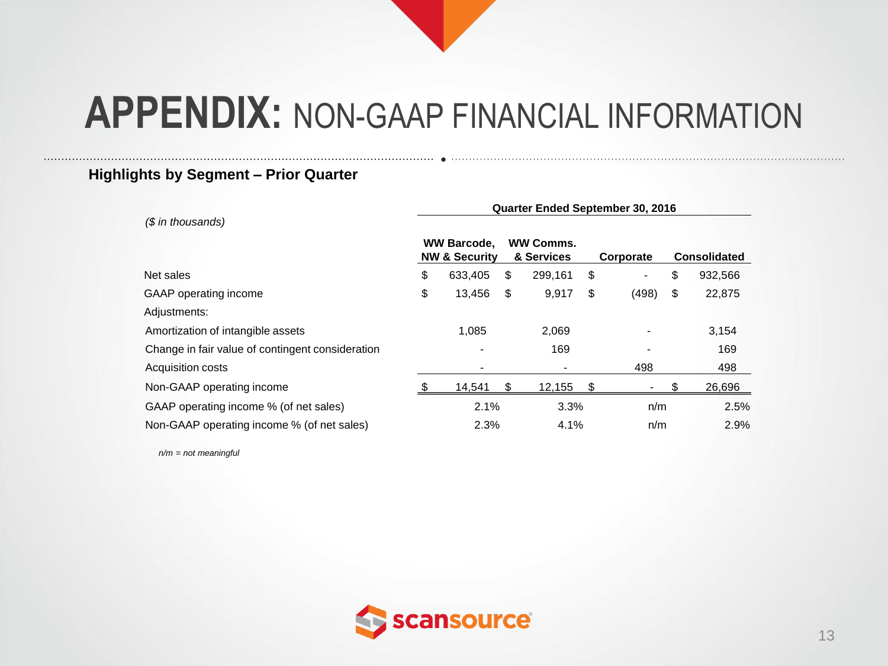# APPENDIX: NON-GAAP FINANCIAL INFORMATION

**Highlights by Segment – Prior Quarter**

| *($ in thousands)* | Quarter Ended September 30, 2016 | | | |
|---|---|---|---|---|
| | **WW Barcode, NW & Security** | **WW Comms. & Services** | **Corporate** | **Consolidated** |
| Net sales | $ 633,405 | $ 299,161 | $ - | $ 932,566 |
| GAAP operating income | $ 13,456 | $ 9,917 | $ (498) | $ 22,875 |
| Adjustments: | | | | |
| Amortization of intangible assets | 1,085 | 2,069 | - | 3,154 |
| Change in fair value of contingent consideration | - | 169 | - | 169 |
| Acquisition costs | - | - | 498 | 498 |
| Non-GAAP operating income | $ 14,541 | $ 12,155 | $ - | $ 26,696 |
| GAAP operating income % (of net sales) | 2.1% | 3.3% | n/m | 2.5% |
| Non-GAAP operating income % (of net sales) | 2.3% | 4.1% | n/m | 2.9% |

*n/m = not meaningful*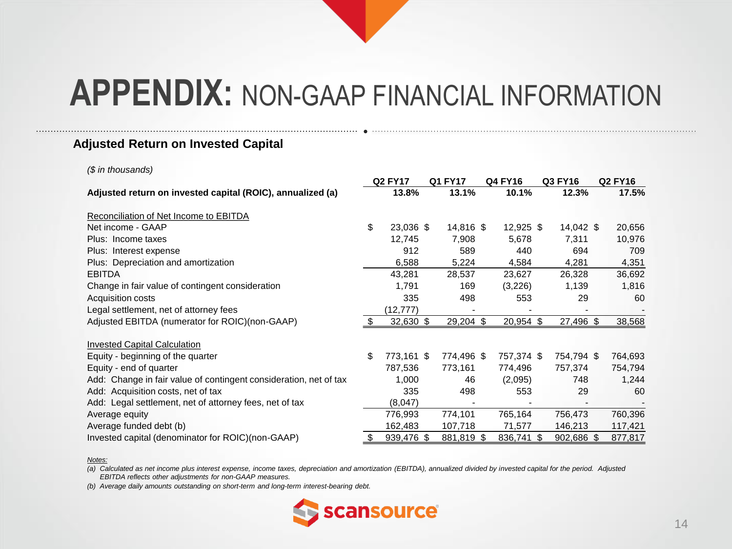# APPENDIX: NON-GAAP FINANCIAL INFORMATION

## Adjusted Return on Invested Capital

*($ in thousands)*

| | Q2 FY17 | Q1 FY17 | Q4 FY16 | Q3 FY16 | Q2 FY16 |
|---|---|---|---|---|---|
| **Adjusted return on invested capital (ROIC), annualized (a)** | **13.8%** | **13.1%** | **10.1%** | **12.3%** | **17.5%** |
| Reconciliation of Net Income to EBITDA | | | | | |
| Net income - GAAP | $ 23,036 | $ 14,816 | $ 12,925 | $ 14,042 | $ 20,656 |
| Plus: Income taxes | 12,745 | 7,908 | 5,678 | 7,311 | 10,976 |
| Plus: Interest expense | 912 | 589 | 440 | 694 | 709 |
| Plus: Depreciation and amortization | 6,588 | 5,224 | 4,584 | 4,281 | 4,351 |
| EBITDA | 43,281 | 28,537 | 23,627 | 26,328 | 36,692 |
| Change in fair value of contingent consideration | 1,791 | 169 | (3,226) | 1,139 | 1,816 |
| Acquisition costs | 335 | 498 | 553 | 29 | 60 |
| Legal settlement, net of attorney fees | (12,777) | - | - | - | - |
| Adjusted EBITDA (numerator for ROIC)(non-GAAP) | $ 32,630 | $ 29,204 | $ 20,954 | $ 27,496 | $ 38,568 |
| Invested Capital Calculation | | | | | |
| Equity - beginning of the quarter | $ 773,161 | $ 774,496 | $ 757,374 | $ 754,794 | $ 764,693 |
| Equity - end of quarter | 787,536 | 773,161 | 774,496 | 757,374 | 754,794 |
| Add: Change in fair value of contingent consideration, net of tax | 1,000 | 46 | (2,095) | 748 | 1,244 |
| Add: Acquisition costs, net of tax | 335 | 498 | 553 | 29 | 60 |
| Add: Legal settlement, net of attorney fees, net of tax | (8,047) | - | - | - | - |
| Average equity | 776,993 | 774,101 | 765,164 | 756,473 | 760,396 |
| Average funded debt (b) | 162,483 | 107,718 | 71,577 | 146,213 | 117,421 |
| Invested capital (denominator for ROIC)(non-GAAP) | $ 939,476 | $ 881,819 | $ 836,741 | $ 902,686 | $ 877,817 |

*Notes:*

*(a) Calculated as net income plus interest expense, income taxes, depreciation and amortization (EBITDA), annualized divided by invested capital for the period. Adjusted EBITDA reflects other adjustments for non-GAAP measures.*

*(b) Average daily amounts outstanding on short-term and long-term interest-bearing debt.*

scansource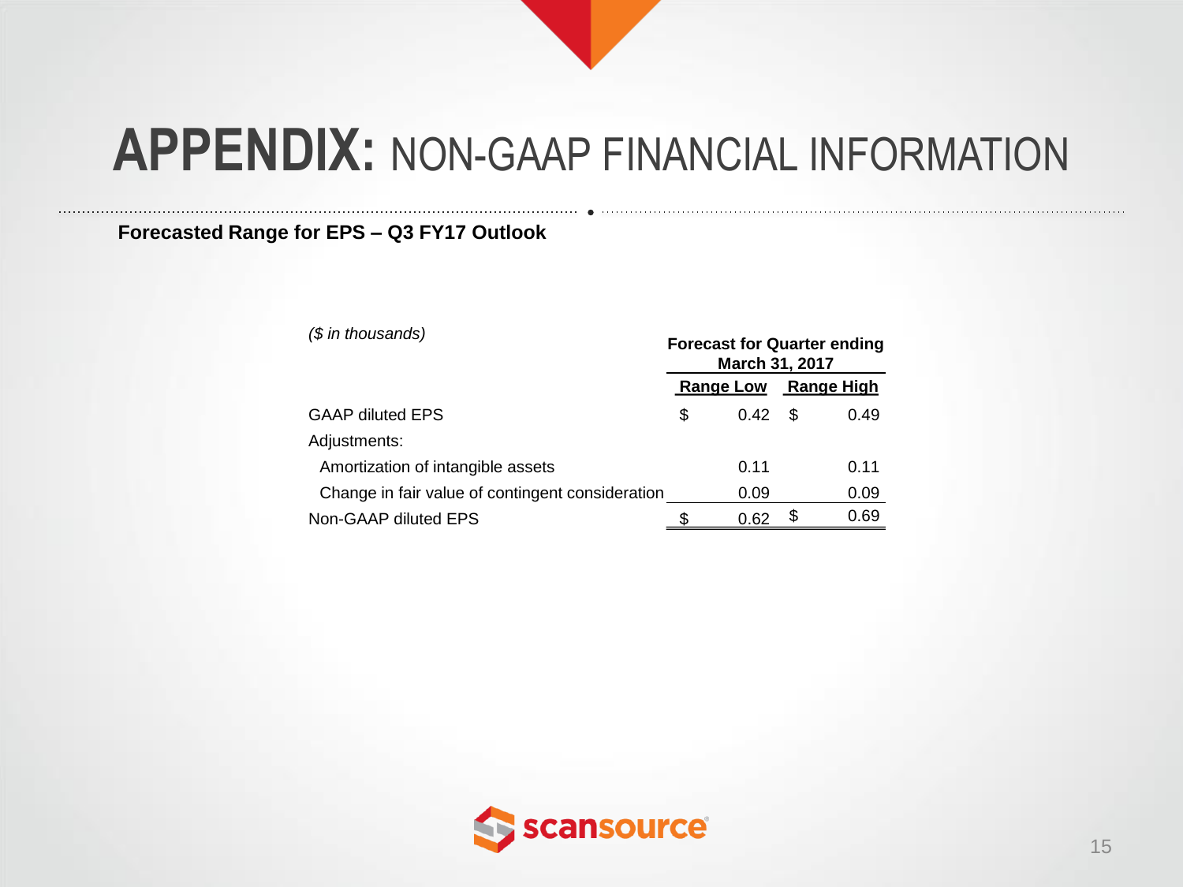# APPENDIX: NON-GAAP FINANCIAL INFORMATION

**Forecasted Range for EPS – Q3 FY17 Outlook**

| *($ in thousands)* | Forecast for Quarter ending March 31, 2017 | |
|---|---|---|
| | Range Low | Range High |
| GAAP diluted EPS | $ 0.42 | $ 0.49 |
| Adjustments: | | |
| Amortization of intangible assets | 0.11 | 0.11 |
| Change in fair value of contingent consideration | 0.09 | 0.09 |
| Non-GAAP diluted EPS | $ 0.62 | $ 0.69 |

scansource